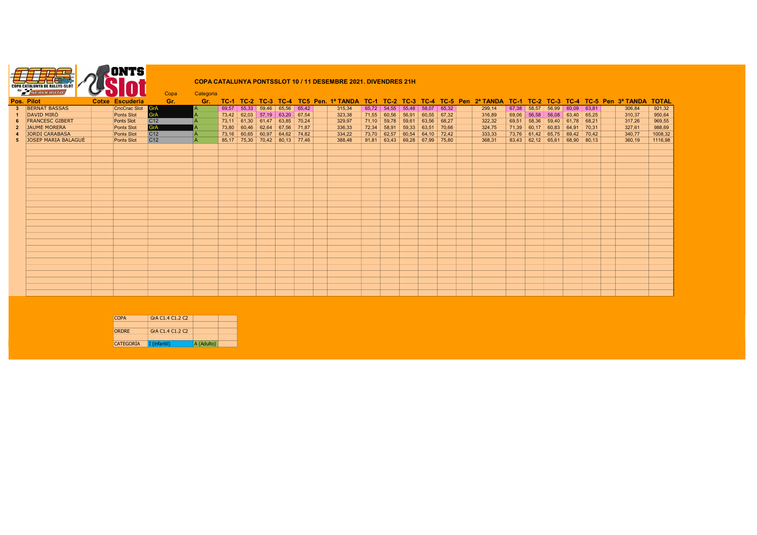## COPA CATALUNYA PONTSSLOT 10 / 11 DESEMBRE 2021. DIVENDRES 21H

| Pos. | Pilot | Cotxe | Escuderia | Copa Gr. | Categoria Gr. | TC-1 | TC-2 | TC-3 | TC-4 | TC5 | Pen. | 1ª TANDA | TC-1 | TC-2 | TC-3 | TC-4 | TC-5 | Pen | 2ª TANDA | TC-1 | TC-2 | TC-3 | TC-4 | TC-5 | Pen | 3ª TANDA | TOTAL |
|---|---|---|---|---|---|---|---|---|---|---|---|---|---|---|---|---|---|---|---|---|---|---|---|---|---|---|---|
| 3 | BERNAT BASSAS | | CricCrac Slot | GrA | A | 69,57 | 55,33 | 59,46 | 65,56 | 65,42 | | 315,34 | 65,72 | 54,55 | 55,48 | 58,07 | 65,32 | | 299,14 | 67,38 | 58,57 | 56,99 | 60,09 | 63,81 | | 306,84 | 921,32 |
| 1 | DAVID MIRÓ | | Ponts Slot | GrA | A | 73,42 | 62,03 | 57,19 | 63,20 | 67,54 | | 323,38 | 71,55 | 60,56 | 56,91 | 60,55 | 67,32 | | 316,89 | 69,06 | 56,58 | 56,08 | 63,40 | 65,25 | | 310,37 | 950,64 |
| 6 | FRANCESC GIBERT | | Ponts Slot | C12 | A | 73,11 | 61,30 | 61,47 | 63,85 | 70,24 | | 329,97 | 71,10 | 59,78 | 59,61 | 63,56 | 68,27 | | 322,32 | 69,51 | 58,36 | 59,40 | 61,78 | 68,21 | | 317,26 | 969,55 |
| 2 | JAUME MORERA | | Ponts Slot | GrA | A | 73,80 | 60,46 | 62,64 | 67,56 | 71,87 | | 336,33 | 72,34 | 58,91 | 59,33 | 63,51 | 70,66 | | 324,75 | 71,39 | 60,17 | 60,83 | 64,91 | 70,31 | | 327,61 | 988,69 |
| 4 | JORDI CARABASA | | Ponts Slot | C12 | A | 73,16 | 60,65 | 60,97 | 64,62 | 74,82 | | 334,22 | 73,70 | 62,57 | 60,54 | 64,10 | 72,42 | | 333,33 | 73,76 | 61,42 | 65,75 | 69,42 | 70,42 | | 340,77 | 1008,32 |
| 5 | JOSEP MARIA BALAGUÉ | | Ponts Slot | C12 | A | 85,17 | 75,30 | 70,42 | 80,13 | 77,46 | | 388,48 | 91,81 | 63,43 | 69,28 | 67,99 | 75,80 | | 368,31 | 83,43 | 62,12 | 65,61 | 68,90 | 80,13 | | 360,19 | 1116,98 |

| | | | |
|---|---|---|---|
| COPA | GrA C1.4 C1.2 C2 | | |
| ORDRE | GrA C1.4 C1.2 C2 | | |
| CATEGORIA | I (infantil) | A (Adulto) | |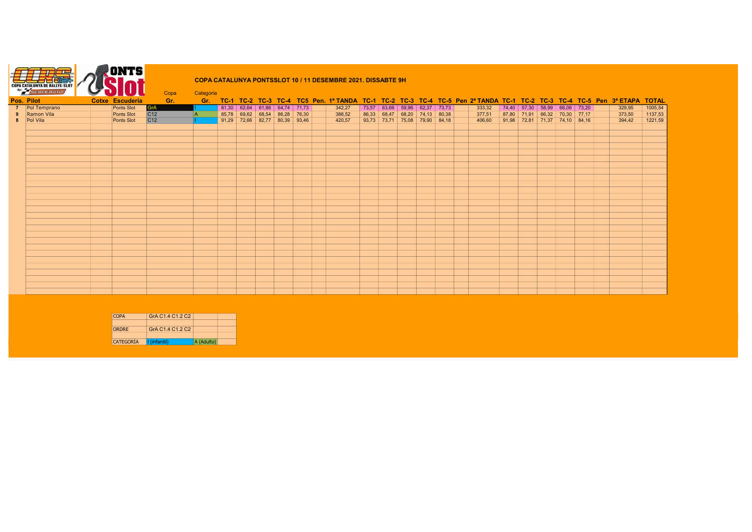## COPA CATALUNYA PONTSSLOT 10 / 11 DESEMBRE 2021. DISSABTE 9H

| Pos. | Pilot | Cotxe | Escuderia | Copa Gr. | Categoria Gr. | TC-1 | TC-2 | TC-3 | TC-4 | TC5 | Pen. | 1ª TANDA | TC-1 | TC-2 | TC-3 | TC-4 | TC-5 | Pen | 2ª TANDA | TC-1 | TC-2 | TC-3 | TC-4 | TC-5 | Pen | 3ª ETAPA | TOTAL |
|---|---|---|---|---|---|---|---|---|---|---|---|---|---|---|---|---|---|---|---|---|---|---|---|---|---|---|---|
| 7 | Pol Temprano | | Ponts Slot | GrA | I | 81,30 | 62,64 | 61,86 | 64,74 | 71,73 | | 342,27 | 73,57 | 63,69 | 59,96 | 62,37 | 73,73 | | 333,32 | 74,40 | 57,30 | 58,99 | 66,06 | 73,20 | | 329,95 | 1005,54 |
| 9 | Ramon Vila | | Ponts Slot | C12 | A | 85,78 | 69,62 | 68,54 | 86,28 | 76,30 | | 386,52 | 86,33 | 68,47 | 68,20 | 74,13 | 80,38 | | 377,51 | 87,80 | 71,91 | 66,32 | 70,30 | 77,17 | | 373,50 | 1137,53 |
| 8 | Pol Vila | | Ponts Slot | C12 | I | 91,29 | 72,66 | 82,77 | 80,39 | 93,46 | | 420,57 | 93,73 | 73,71 | 75,08 | 79,90 | 84,18 | | 406,60 | 91,98 | 72,81 | 71,37 | 74,10 | 84,16 | | 394,42 | 1221,59 |

| | | | |
|---|---|---|---|
| COPA | GrA C1.4 C1.2 C2 | | |
| ORDRE | GrA C1.4 C1.2 C2 | | |
| CATEGORÍA | I (infantil) | A (Adulto) | |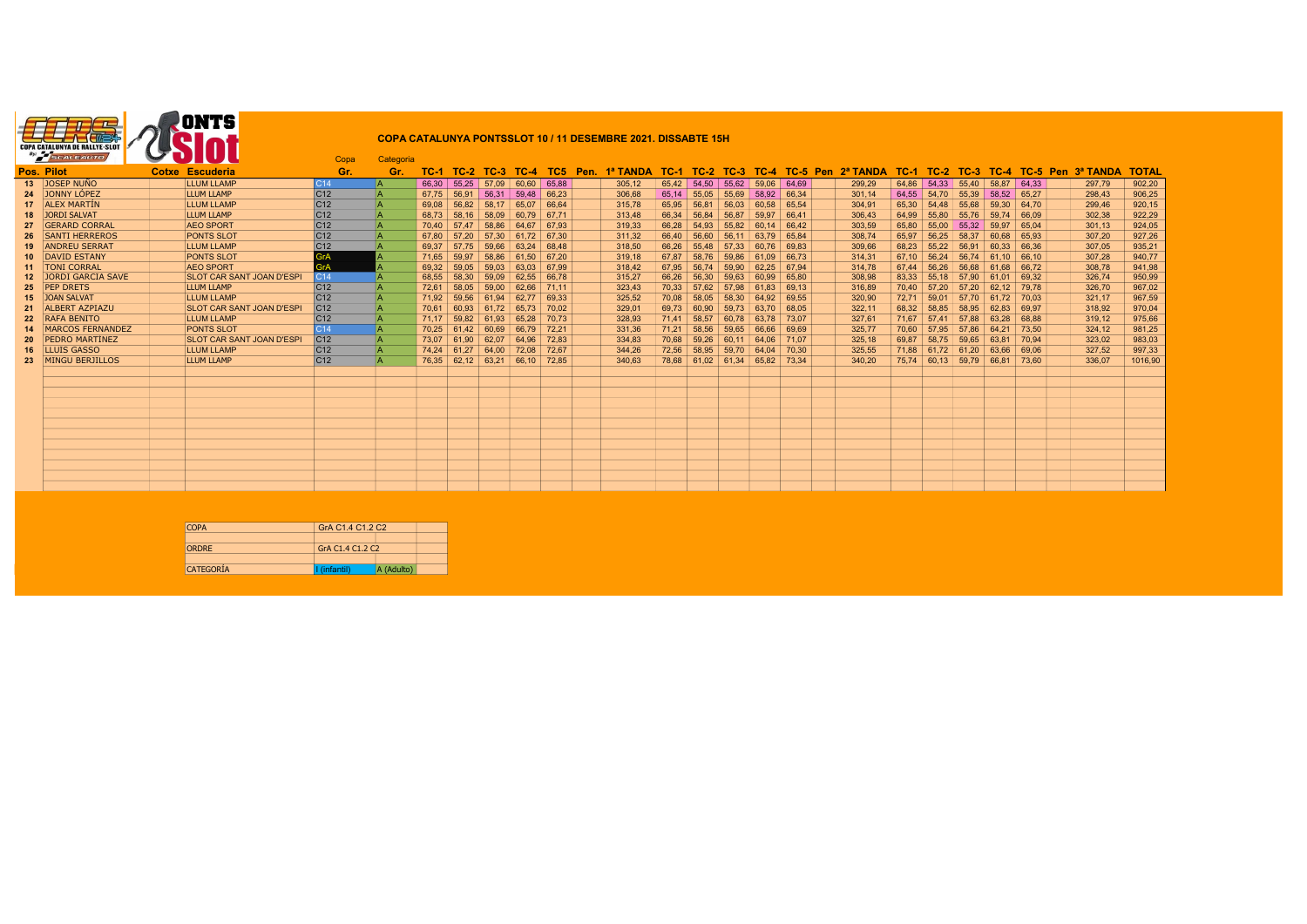# COPA CATALUNYA PONTSSLOT 10 / 11 DESEMBRE 2021. DISSABTE 15H

| Pos. | Pilot | Cotxe | Escuderia | Copa Gr. | Categoria Gr. | TC-1 | TC-2 | TC-3 | TC-4 | TC5 | Pen. | 1ª TANDA | TC-1 | TC-2 | TC-3 | TC-4 | TC-5 | Pen | 2ª TANDA | TC-1 | TC-2 | TC-3 | TC-4 | TC-5 | Pen | 3ª TANDA | TOTAL |
|---|---|---|---|---|---|---|---|---|---|---|---|---|---|---|---|---|---|---|---|---|---|---|---|---|---|---|---|
| 13 | JOSEP NUÑO | | LLUM LLAMP | C14 | A | 66,30 | 55,25 | 57,09 | 60,60 | 65,88 | | 305,12 | 65,42 | 54,50 | 55,62 | 59,06 | 64,69 | | 299,29 | 64,86 | 54,33 | 55,40 | 58,87 | 64,33 | | 297,79 | 902,20 |
| 24 | JONNY LÓPEZ | | LLUM LLAMP | C12 | A | 67,75 | 56,91 | 56,31 | 59,48 | 66,23 | | 306,68 | 65,14 | 55,05 | 55,69 | 58,92 | 66,34 | | 301,14 | 64,55 | 54,70 | 55,39 | 58,52 | 65,27 | | 298,43 | 906,25 |
| 17 | ALEX MARTÍN | | LLUM LLAMP | C12 | A | 69,08 | 56,82 | 58,17 | 65,07 | 66,64 | | 315,78 | 65,95 | 56,81 | 56,03 | 60,58 | 65,54 | | 304,91 | 65,30 | 54,48 | 55,68 | 59,30 | 64,70 | | 299,46 | 920,15 |
| 18 | JORDI SALVAT | | LLUM LLAMP | C12 | A | 68,73 | 58,16 | 58,09 | 60,79 | 67,71 | | 313,48 | 66,34 | 56,84 | 56,87 | 59,97 | 66,41 | | 306,43 | 64,99 | 55,80 | 55,76 | 59,74 | 66,09 | | 302,38 | 922,29 |
| 27 | GERARD CORRAL | | AEO SPORT | C12 | A | 70,40 | 57,47 | 58,86 | 64,67 | 67,93 | | 319,33 | 66,28 | 54,93 | 55,82 | 60,14 | 66,42 | | 303,59 | 65,80 | 55,00 | 55,32 | 59,97 | 65,04 | | 301,13 | 924,05 |
| 26 | SANTI HERREROS | | PONTS SLOT | C12 | A | 67,80 | 57,20 | 57,30 | 61,72 | 67,30 | | 311,32 | 66,40 | 56,60 | 56,11 | 63,79 | 65,84 | | 308,74 | 65,97 | 56,25 | 58,37 | 60,68 | 65,93 | | 307,20 | 927,26 |
| 19 | ANDREU SERRAT | | LLUM LLAMP | C12 | A | 69,37 | 57,75 | 59,66 | 63,24 | 68,48 | | 318,50 | 66,26 | 55,48 | 57,33 | 60,76 | 69,83 | | 309,66 | 68,23 | 55,22 | 56,91 | 60,33 | 66,36 | | 307,05 | 935,21 |
| 10 | DAVID ESTANY | | PONTS SLOT | GrA | A | 71,65 | 59,97 | 58,86 | 61,50 | 67,20 | | 319,18 | 67,87 | 58,76 | 59,86 | 61,09 | 66,73 | | 314,31 | 67,10 | 56,24 | 56,74 | 61,10 | 66,10 | | 307,28 | 940,77 |
| 11 | TONI CORRAL | | AEO SPORT | GrA | A | 69,32 | 59,05 | 59,03 | 63,03 | 67,99 | | 318,42 | 67,95 | 56,74 | 59,90 | 62,25 | 67,94 | | 314,78 | 67,44 | 56,26 | 56,68 | 61,68 | 66,72 | | 308,78 | 941,98 |
| 12 | JORDI GARCIA SAVE | | SLOT CAR SANT JOAN D'ESPI | C14 | A | 68,55 | 58,30 | 59,09 | 62,55 | 66,78 | | 315,27 | 66,26 | 56,30 | 59,63 | 60,99 | 65,80 | | 308,98 | 83,33 | 55,18 | 57,90 | 61,01 | 69,32 | | 326,74 | 950,99 |
| 25 | PEP DRETS | | LLUM LLAMP | C12 | A | 72,61 | 58,05 | 59,00 | 62,66 | 71,11 | | 323,43 | 70,33 | 57,62 | 57,98 | 61,83 | 69,13 | | 316,89 | 70,40 | 57,20 | 57,20 | 62,12 | 79,78 | | 326,70 | 967,02 |
| 15 | JOAN SALVAT | | LLUM LLAMP | C12 | A | 71,92 | 59,56 | 61,94 | 62,77 | 69,33 | | 325,52 | 70,08 | 58,05 | 58,30 | 64,92 | 69,55 | | 320,90 | 72,71 | 59,01 | 57,70 | 61,72 | 70,03 | | 321,17 | 967,59 |
| 21 | ALBERT AZPIAZU | | SLOT CAR SANT JOAN D'ESPI | C12 | A | 70,61 | 60,93 | 61,72 | 65,73 | 70,02 | | 329,01 | 69,73 | 60,90 | 59,73 | 63,70 | 68,05 | | 322,11 | 68,32 | 58,85 | 58,95 | 62,83 | 69,97 | | 318,92 | 970,04 |
| 22 | RAFA BENITO | | LLUM LLAMP | C12 | A | 71,17 | 59,82 | 61,93 | 65,28 | 70,73 | | 328,93 | 71,41 | 58,57 | 60,78 | 63,78 | 73,07 | | 327,61 | 71,67 | 57,41 | 57,88 | 63,28 | 68,88 | | 319,12 | 975,66 |
| 14 | MARCOS FERNÁNDEZ | | PONTS SLOT | C14 | A | 70,25 | 61,42 | 60,69 | 66,79 | 72,21 | | 331,36 | 71,21 | 58,56 | 59,65 | 66,66 | 69,69 | | 325,77 | 70,60 | 57,95 | 57,86 | 64,21 | 73,50 | | 324,12 | 981,25 |
| 20 | PEDRO MARTÍNEZ | | SLOT CAR SANT JOAN D'ESPI | C12 | A | 73,07 | 61,90 | 62,07 | 64,96 | 72,83 | | 334,83 | 70,68 | 59,26 | 60,11 | 64,06 | 71,07 | | 325,18 | 69,87 | 58,75 | 59,65 | 63,81 | 70,94 | | 323,02 | 983,03 |
| 16 | LLUIS GASSO | | LLUM LLAMP | C12 | A | 74,24 | 61,27 | 64,00 | 72,08 | 72,67 | | 344,26 | 72,56 | 58,95 | 59,70 | 64,04 | 70,30 | | 325,55 | 71,88 | 61,72 | 61,20 | 63,66 | 69,06 | | 327,52 | 997,33 |
| 23 | MINGU BERJILLOS | | LLUM LLAMP | C12 | A | 76,35 | 62,12 | 63,21 | 66,10 | 72,85 | | 340,63 | 78,68 | 61,02 | 61,34 | 65,82 | 73,34 | | 340,20 | 75,74 | 60,13 | 59,79 | 66,81 | 73,60 | | 336,07 | 1016,90 |

| | | |
|---|---|---|
| COPA | GrA C1.4 C1.2 C2 | |
| ORDRE | GrA C1.4 C1.2 C2 | |
| CATEGORÍA | I (infantil) | A (Adulto) |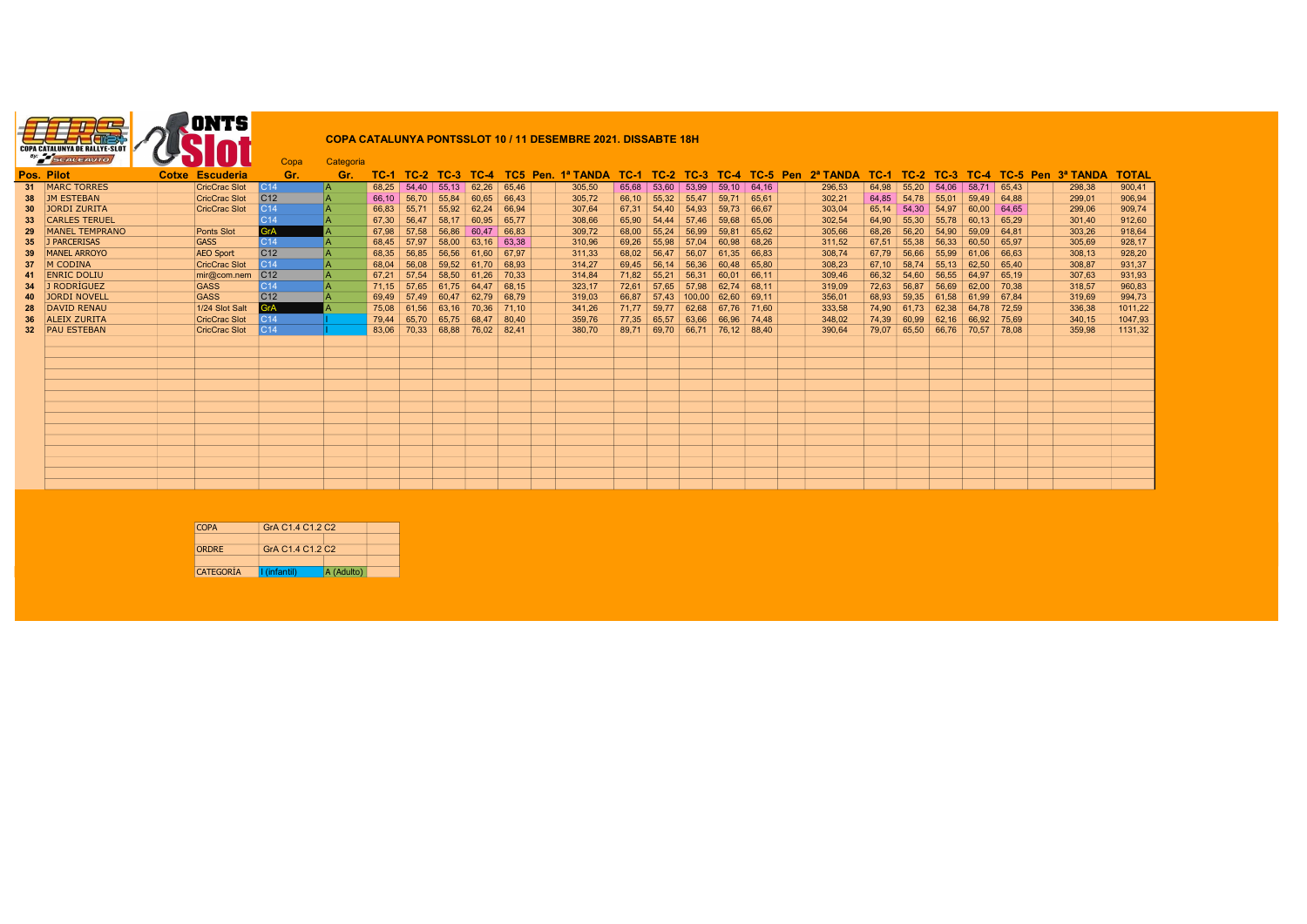**COPA CATALUNYA PONTSSLOT 10 / 11 DESEMBRE 2021. DISSABTE 18H**

| Pos. | Pilot | Cotxe | Escuderia | Copa Gr. | Categoria Gr. | TC-1 | TC-2 | TC-3 | TC-4 | TC5 | Pen. | 1ª TANDA | TC-1 | TC-2 | TC-3 | TC-4 | TC-5 | Pen | 2ª TANDA | TC-1 | TC-2 | TC-3 | TC-4 | TC-5 | Pen | 3ª TANDA | TOTAL |
|---|---|---|---|---|---|---|---|---|---|---|---|---|---|---|---|---|---|---|---|---|---|---|---|---|---|---|---|
| 31 | MARC TORRES | | CricCrac Slot | C14 | A | 68,25 | 54,40 | 55,13 | 62,26 | 65,46 | | 305,50 | 65,68 | 53,60 | 53,99 | 59,10 | 64,16 | | 296,53 | 64,98 | 55,20 | 54,06 | 58,71 | 65,43 | | 298,38 | 900,41 |
| 38 | JM ESTEBAN | | CricCrac Slot | C12 | A | 66,10 | 56,70 | 55,84 | 60,65 | 66,43 | | 305,72 | 66,10 | 55,32 | 55,47 | 59,71 | 65,61 | | 302,21 | 64,85 | 54,78 | 55,01 | 59,49 | 64,88 | | 299,01 | 906,94 |
| 30 | JORDI ZURITA | | CricCrac Slot | C14 | A | 66,83 | 55,71 | 55,92 | 62,24 | 66,94 | | 307,64 | 67,31 | 54,40 | 54,93 | 59,73 | 66,67 | | 303,04 | 65,14 | 54,30 | 54,97 | 60,00 | 64,65 | | 299,06 | 909,74 |
| 33 | CARLES TERUEL | | | C14 | A | 67,30 | 56,47 | 58,17 | 60,95 | 65,77 | | 308,66 | 65,90 | 54,44 | 57,46 | 59,68 | 65,06 | | 302,54 | 64,90 | 55,30 | 55,78 | 60,13 | 65,29 | | 301,40 | 912,60 |
| 29 | MANEL TEMPRANO | | Ponts Slot | GrA | A | 67,98 | 57,58 | 56,86 | 60,47 | 66,83 | | 309,72 | 68,00 | 55,24 | 56,99 | 59,81 | 65,62 | | 305,66 | 68,26 | 56,20 | 54,90 | 59,09 | 64,81 | | 303,26 | 918,64 |
| 35 | J PARCERISAS | | GASS | C14 | A | 68,45 | 57,97 | 58,00 | 63,16 | 63,38 | | 310,96 | 69,26 | 55,98 | 57,04 | 60,98 | 68,26 | | 311,52 | 67,51 | 55,38 | 56,33 | 60,50 | 65,97 | | 305,69 | 928,17 |
| 39 | MANEL ARROYO | | AEO Sport | C12 | A | 68,35 | 56,85 | 56,56 | 61,60 | 67,97 | | 311,33 | 68,02 | 56,47 | 56,07 | 61,35 | 66,83 | | 308,74 | 67,79 | 56,66 | 55,99 | 61,06 | 66,63 | | 308,13 | 928,20 |
| 37 | M CODINA | | CricCrac Slot | C14 | A | 68,04 | 56,08 | 59,52 | 61,70 | 68,93 | | 314,27 | 69,45 | 56,14 | 56,36 | 60,48 | 65,80 | | 308,23 | 67,10 | 58,74 | 55,13 | 62,50 | 65,40 | | 308,87 | 931,37 |
| 41 | ENRIC DOLIU | | mir@com.nem | C12 | A | 67,21 | 57,54 | 58,50 | 61,26 | 70,33 | | 314,84 | 71,82 | 55,21 | 56,31 | 60,01 | 66,11 | | 309,46 | 66,32 | 54,60 | 56,55 | 64,97 | 65,19 | | 307,63 | 931,93 |
| 34 | J RODRÍGUEZ | | GASS | C14 | A | 71,15 | 57,65 | 61,75 | 64,47 | 68,15 | | 323,17 | 72,61 | 57,65 | 57,98 | 62,74 | 68,11 | | 319,09 | 72,63 | 56,87 | 56,69 | 62,00 | 70,38 | | 318,57 | 960,83 |
| 40 | JORDI NOVELL | | GASS | C12 | A | 69,49 | 57,49 | 60,47 | 62,79 | 68,79 | | 319,03 | 66,87 | 57,43 | 100,00 | 62,60 | 69,11 | | 356,01 | 68,93 | 59,35 | 61,58 | 61,99 | 67,84 | | 319,69 | 994,73 |
| 28 | DAVID RENAU | | 1/24 Slot Salt | GrA | A | 75,08 | 61,56 | 63,16 | 70,36 | 71,10 | | 341,26 | 71,77 | 59,77 | 62,68 | 67,76 | 71,60 | | 333,58 | 74,90 | 61,73 | 62,38 | 64,78 | 72,59 | | 336,38 | 1011,22 |
| 36 | ALEIX ZURITA | | CricCrac Slot | C14 | I | 79,44 | 65,70 | 65,75 | 68,47 | 80,40 | | 359,76 | 77,35 | 65,57 | 63,66 | 66,96 | 74,48 | | 348,02 | 74,39 | 60,99 | 62,16 | 66,92 | 75,69 | | 340,15 | 1047,93 |
| 32 | PAU ESTEBAN | | CricCrac Slot | C14 | I | 83,06 | 70,33 | 68,88 | 76,02 | 82,41 | | 380,70 | 89,71 | 69,70 | 66,71 | 76,12 | 88,40 | | 390,64 | 79,07 | 65,50 | 66,76 | 70,57 | 78,08 | | 359,98 | 1131,32 |

| COPA | GrA C1.4 C1.2 C2 | |
|---|---|---|
| ORDRE | GrA C1.4 C1.2 C2 | |
| CATEGORÍA | I (infantil) | A (Adulto) |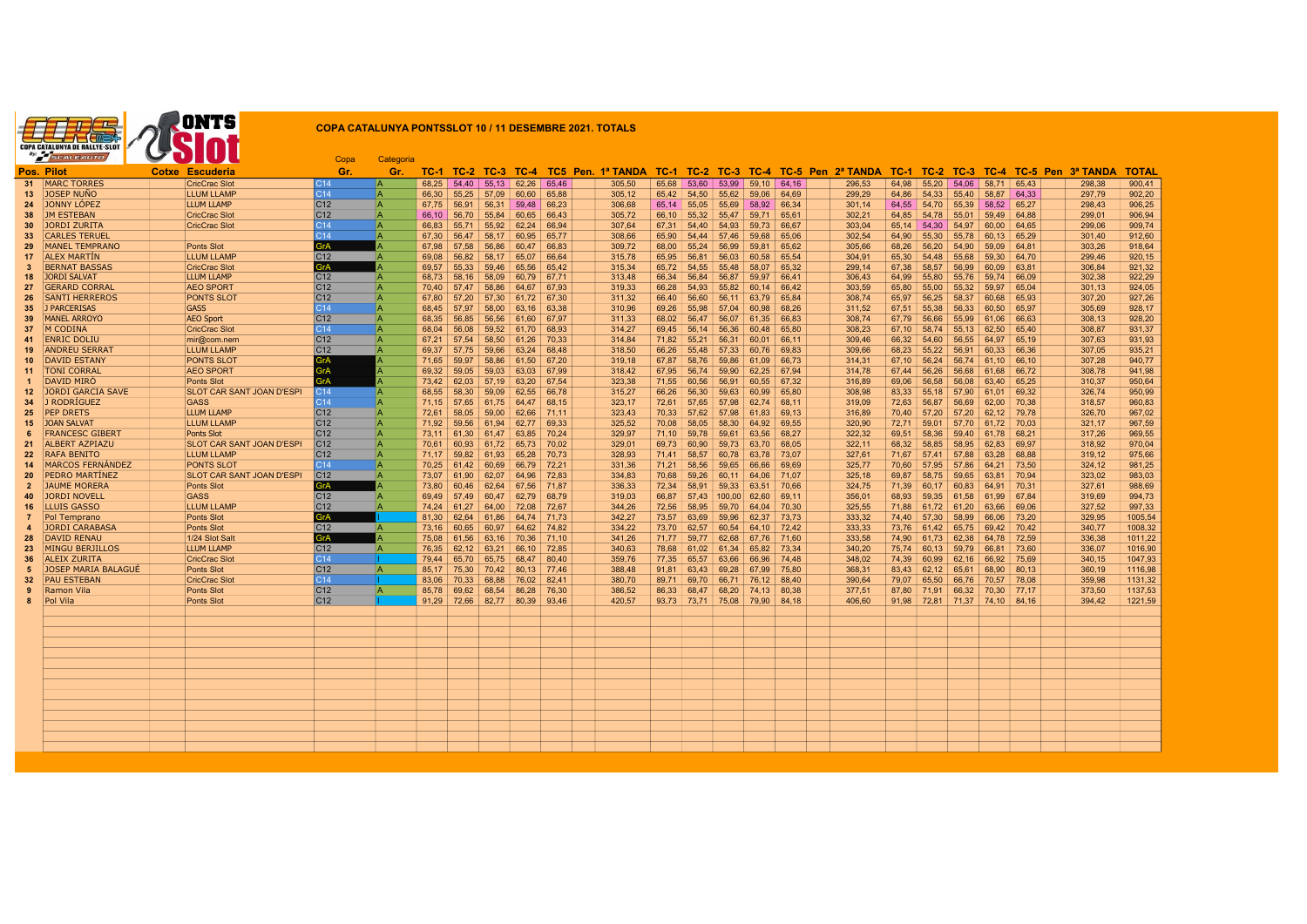# COPA CATALUNYA PONTSSLOT 10 / 11 DESEMBRE 2021. TOTALS

| Pos. | Pilot | Cotxe | Escuderia | Copa Gr. | Categoria Gr. | TC-1 | TC-2 | TC-3 | TC-4 | TC5 | Pen. | 1ª TANDA | TC-1 | TC-2 | TC-3 | TC-4 | TC-5 | Pen | 2ª TANDA | TC-1 | TC-2 | TC-3 | TC-4 | TC-5 | Pen | 3ª TANDA | TOTAL |
|---|---|---|---|---|---|---|---|---|---|---|---|---|---|---|---|---|---|---|---|---|---|---|---|---|---|---|---|
| 31 | MARC TORRES | | CricCrac Slot | C14 | A | 68,25 | 54,40 | 55,13 | 62,26 | 65,46 | | 305,50 | 65,68 | 53,60 | 53,99 | 59,10 | 64,16 | | 296,53 | 64,98 | 55,20 | 54,06 | 58,71 | 65,43 | | 298,38 | 900,41 |
| 13 | JOSEP NUÑO | | LLUM LLAMP | C14 | A | 66,30 | 55,25 | 57,09 | 60,60 | 65,88 | | 305,12 | 65,42 | 54,50 | 55,62 | 59,06 | 64,69 | | 299,29 | 64,86 | 54,33 | 55,40 | 58,87 | 64,33 | | 297,79 | 902,20 |
| 24 | JONNY LÓPEZ | | LLUM LLAMP | C12 | A | 67,75 | 56,91 | 56,31 | 59,48 | 66,23 | | 306,68 | 65,14 | 55,05 | 55,69 | 58,92 | 66,34 | | 301,14 | 64,55 | 54,70 | 55,39 | 58,52 | 65,27 | | 298,43 | 906,25 |
| 38 | JM ESTEBAN | | CricCrac Slot | C12 | A | 66,10 | 56,70 | 55,84 | 60,65 | 66,43 | | 305,72 | 66,10 | 55,32 | 55,47 | 59,71 | 65,61 | | 302,21 | 64,85 | 54,78 | 55,01 | 59,49 | 64,88 | | 299,01 | 906,94 |
| 30 | JORDI ZURITA | | CricCrac Slot | C14 | A | 66,83 | 55,71 | 55,92 | 62,24 | 66,94 | | 307,64 | 67,31 | 54,40 | 54,93 | 59,73 | 66,67 | | 303,04 | 65,14 | 54,30 | 54,97 | 60,00 | 64,65 | | 299,06 | 909,74 |
| 33 | CARLES TERUEL | | | C14 | A | 67,30 | 56,47 | 58,17 | 60,95 | 65,77 | | 308,66 | 65,90 | 54,44 | 57,46 | 59,68 | 65,06 | | 302,54 | 64,90 | 55,30 | 55,78 | 60,13 | 65,29 | | 301,40 | 912,60 |
| 29 | MANEL TEMPRANO | | Ponts Slot | GrA | A | 67,98 | 57,58 | 56,86 | 60,47 | 66,83 | | 309,72 | 68,00 | 55,24 | 56,99 | 59,81 | 65,62 | | 305,66 | 68,26 | 56,20 | 54,90 | 59,09 | 64,81 | | 303,26 | 918,64 |
| 17 | ALEX MARTÍN | | LLUM LLAMP | C12 | A | 69,08 | 56,82 | 58,17 | 65,07 | 66,64 | | 315,78 | 65,95 | 56,81 | 56,03 | 60,58 | 65,54 | | 304,91 | 65,30 | 54,48 | 55,68 | 59,30 | 64,70 | | 299,46 | 920,15 |
| 3 | BERNAT BASSAS | | CricCrac Slot | GrA | A | 69,57 | 55,33 | 59,46 | 65,56 | 65,42 | | 315,34 | 65,72 | 54,55 | 55,48 | 58,07 | 65,32 | | 299,14 | 67,38 | 58,57 | 56,99 | 60,09 | 63,81 | | 306,84 | 921,32 |
| 18 | JORDI SALVAT | | LLUM LLAMP | C12 | A | 68,73 | 58,16 | 58,09 | 60,79 | 67,71 | | 313,48 | 66,34 | 56,84 | 56,87 | 59,97 | 66,41 | | 306,43 | 64,99 | 55,80 | 55,76 | 59,74 | 66,09 | | 302,38 | 922,29 |
| 27 | GERARD CORRAL | | AEO SPORT | C12 | A | 70,40 | 57,47 | 58,86 | 64,67 | 67,93 | | 319,33 | 66,28 | 54,93 | 55,82 | 60,14 | 66,42 | | 303,59 | 65,80 | 55,00 | 55,32 | 59,97 | 65,04 | | 301,13 | 924,05 |
| 26 | SANTI HERREROS | | PONTS SLOT | C12 | A | 67,80 | 57,20 | 57,30 | 61,72 | 67,30 | | 311,32 | 66,40 | 56,60 | 56,11 | 63,79 | 65,84 | | 308,74 | 65,97 | 56,25 | 58,37 | 60,68 | 65,93 | | 307,20 | 927,26 |
| 35 | J PARCERISAS | | GASS | C14 | A | 68,45 | 57,97 | 58,00 | 63,16 | 63,38 | | 310,96 | 69,26 | 55,98 | 57,04 | 60,98 | 68,26 | | 311,52 | 67,51 | 55,38 | 56,33 | 60,50 | 65,97 | | 305,69 | 928,17 |
| 39 | MANEL ARROYO | | AEO Sport | C12 | A | 68,35 | 56,85 | 56,56 | 61,60 | 67,97 | | 311,33 | 68,02 | 56,47 | 56,07 | 61,35 | 66,83 | | 308,74 | 67,79 | 56,66 | 55,99 | 61,06 | 66,63 | | 308,13 | 928,20 |
| 37 | M CODINA | | CricCrac Slot | C14 | A | 68,04 | 56,08 | 59,52 | 61,70 | 68,93 | | 314,27 | 69,45 | 56,14 | 56,36 | 60,48 | 65,80 | | 308,23 | 67,10 | 58,74 | 55,13 | 62,50 | 65,40 | | 308,87 | 931,37 |
| 41 | ENRIC DOLIU | | mir@com.nem | C12 | A | 67,21 | 57,54 | 58,50 | 61,26 | 70,33 | | 314,84 | 71,82 | 55,21 | 56,31 | 60,01 | 66,11 | | 309,46 | 66,32 | 54,60 | 56,55 | 64,97 | 65,19 | | 307,63 | 931,93 |
| 19 | ANDREU SERRAT | | LLUM LLAMP | C12 | A | 69,37 | 57,75 | 59,66 | 63,24 | 68,48 | | 318,50 | 66,26 | 55,48 | 57,33 | 60,76 | 69,83 | | 309,66 | 68,23 | 55,22 | 56,91 | 60,33 | 66,36 | | 307,05 | 935,21 |
| 10 | DAVID ESTANY | | PONTS SLOT | GrA | A | 71,65 | 59,97 | 58,86 | 61,50 | 67,20 | | 319,18 | 67,87 | 58,76 | 59,86 | 61,09 | 66,73 | | 314,31 | 67,10 | 56,24 | 56,74 | 61,10 | 66,10 | | 307,28 | 940,77 |
| 11 | TONI CORRAL | | AEO SPORT | GrA | A | 69,32 | 59,05 | 59,03 | 63,03 | 67,99 | | 318,42 | 67,95 | 56,74 | 59,90 | 62,25 | 67,94 | | 314,78 | 67,44 | 56,26 | 56,68 | 61,68 | 66,72 | | 308,78 | 941,98 |
| 1 | DAVID MIRÓ | | Ponts Slot | GrA | A | 73,42 | 62,03 | 57,19 | 63,20 | 67,54 | | 323,38 | 71,55 | 60,56 | 56,91 | 60,55 | 67,32 | | 316,89 | 69,06 | 56,58 | 56,08 | 63,40 | 65,25 | | 310,37 | 950,64 |
| 12 | JORDI GARCIA SAVE | | SLOT CAR SANT JOAN D'ESPI | C14 | A | 68,55 | 58,30 | 59,09 | 62,55 | 66,78 | | 315,27 | 66,26 | 56,30 | 59,63 | 60,99 | 65,80 | | 308,98 | 83,33 | 55,18 | 57,90 | 61,01 | 69,32 | | 326,74 | 950,99 |
| 34 | J RODRÍGUEZ | | GASS | C14 | A | 71,15 | 57,65 | 61,75 | 64,47 | 68,15 | | 323,17 | 72,61 | 57,65 | 57,98 | 62,74 | 68,11 | | 319,09 | 72,63 | 56,87 | 56,69 | 62,00 | 70,38 | | 318,57 | 960,83 |
| 25 | PEP DRETS | | LLUM LLAMP | C12 | A | 72,61 | 58,05 | 59,00 | 62,66 | 71,11 | | 323,43 | 70,33 | 57,62 | 57,98 | 61,83 | 69,13 | | 316,89 | 70,40 | 57,20 | 57,20 | 62,12 | 79,78 | | 326,70 | 967,02 |
| 15 | JOAN SALVAT | | LLUM LLAMP | C12 | A | 71,92 | 59,56 | 61,94 | 62,77 | 69,33 | | 325,52 | 70,08 | 58,05 | 58,30 | 64,92 | 69,55 | | 320,90 | 72,71 | 59,01 | 57,70 | 61,72 | 70,03 | | 321,17 | 967,59 |
| 6 | FRANCESC GIBERT | | Ponts Slot | C12 | A | 73,11 | 61,30 | 61,47 | 63,85 | 70,24 | | 329,97 | 71,10 | 59,78 | 59,61 | 63,56 | 68,27 | | 322,32 | 69,51 | 58,36 | 59,40 | 61,78 | 68,21 | | 317,26 | 969,55 |
| 21 | ALBERT AZPIAZU | | SLOT CAR SANT JOAN D'ESPI | C12 | A | 70,61 | 60,93 | 61,72 | 65,73 | 70,02 | | 329,01 | 69,73 | 60,90 | 59,73 | 63,70 | 68,05 | | 322,11 | 68,32 | 58,85 | 58,95 | 62,83 | 69,97 | | 318,92 | 970,04 |
| 22 | RAFA BENITO | | LLUM LLAMP | C12 | A | 71,17 | 59,82 | 61,93 | 65,28 | 70,73 | | 328,93 | 71,41 | 58,57 | 60,78 | 63,78 | 73,07 | | 327,61 | 71,67 | 57,41 | 57,88 | 63,28 | 68,88 | | 319,12 | 975,66 |
| 14 | MARCOS FERNÁNDEZ | | PONTS SLOT | C14 | A | 70,25 | 61,42 | 60,69 | 66,79 | 72,21 | | 331,36 | 71,21 | 58,56 | 59,65 | 66,66 | 69,69 | | 325,77 | 70,60 | 57,95 | 57,86 | 64,21 | 73,50 | | 324,12 | 981,25 |
| 20 | PEDRO MARTÍNEZ | | SLOT CAR SANT JOAN D'ESPI | C12 | A | 73,07 | 61,90 | 62,07 | 64,96 | 72,83 | | 334,83 | 70,68 | 59,26 | 60,11 | 64,06 | 71,07 | | 325,18 | 69,87 | 58,75 | 59,65 | 63,81 | 70,94 | | 323,02 | 983,03 |
| 2 | JAUME MORERA | | Ponts Slot | GrA | A | 73,80 | 60,46 | 62,64 | 67,56 | 71,87 | | 336,33 | 72,34 | 58,91 | 59,33 | 63,51 | 70,66 | | 324,75 | 71,39 | 60,17 | 60,83 | 64,91 | 70,31 | | 327,61 | 988,69 |
| 40 | JORDI NOVELL | | GASS | C12 | A | 69,49 | 57,49 | 60,47 | 62,79 | 68,79 | | 319,03 | 66,87 | 57,43 | 100,00 | 62,60 | 69,11 | | 356,01 | 68,93 | 59,35 | 61,58 | 61,99 | 67,84 | | 319,69 | 994,73 |
| 16 | LLUIS GASSO | | LLUM LLAMP | C12 | A | 74,24 | 61,27 | 64,00 | 72,08 | 72,67 | | 344,26 | 72,56 | 58,95 | 59,70 | 64,04 | 70,30 | | 325,55 | 71,88 | 61,72 | 61,20 | 63,66 | 69,06 | | 327,52 | 997,33 |
| 7 | Pol Temprano | | Ponts Slot | GrA | I | 81,30 | 62,64 | 61,86 | 64,74 | 71,73 | | 342,27 | 73,57 | 63,69 | 59,96 | 62,37 | 73,73 | | 333,32 | 74,40 | 57,30 | 58,99 | 66,06 | 73,20 | | 329,95 | 1005,54 |
| 4 | JORDI CARABASA | | Ponts Slot | C12 | A | 73,16 | 60,65 | 60,97 | 64,62 | 74,82 | | 334,22 | 73,70 | 62,57 | 60,54 | 64,10 | 72,42 | | 333,33 | 73,76 | 61,42 | 65,75 | 69,42 | 70,42 | | 340,77 | 1008,32 |
| 28 | DAVID RENAU | | 1/24 Slot Salt | GrA | A | 75,08 | 61,56 | 63,16 | 70,36 | 71,10 | | 341,26 | 71,77 | 59,77 | 62,68 | 67,76 | 71,60 | | 333,58 | 74,90 | 61,73 | 62,38 | 64,78 | 72,59 | | 336,38 | 1011,22 |
| 23 | MINGU BERJILLOS | | LLUM LLAMP | C12 | A | 76,35 | 62,12 | 63,21 | 66,10 | 72,85 | | 340,63 | 78,68 | 61,02 | 61,34 | 65,82 | 73,34 | | 340,20 | 75,74 | 60,13 | 59,79 | 66,81 | 73,60 | | 336,07 | 1016,90 |
| 36 | ALEIX ZURITA | | CricCrac Slot | C14 | I | 79,44 | 65,70 | 65,75 | 68,47 | 80,40 | | 359,76 | 77,35 | 65,57 | 63,66 | 66,96 | 74,48 | | 348,02 | 74,39 | 60,99 | 62,16 | 66,92 | 75,69 | | 340,15 | 1047,93 |
| 5 | JOSEP MARIA BALAGUÉ | | Ponts Slot | C12 | I | 85,17 | 75,30 | 70,42 | 80,13 | 77,46 | | 388,48 | 91,81 | 63,43 | 69,28 | 67,99 | 75,80 | | 368,31 | 83,43 | 62,12 | 65,61 | 68,90 | 80,13 | | 360,19 | 1116,98 |
| 32 | PAU ESTEBAN | | CricCrac Slot | C14 | I | 83,06 | 70,33 | 68,88 | 76,02 | 82,41 | | 380,70 | 89,71 | 69,70 | 66,71 | 76,12 | 88,40 | | 390,64 | 79,07 | 65,50 | 66,76 | 70,57 | 78,08 | | 359,98 | 1131,32 |
| 9 | Ramon Vila | | Ponts Slot | C12 | A | 85,78 | 69,62 | 68,54 | 86,28 | 76,30 | | 386,52 | 86,33 | 68,47 | 68,20 | 74,13 | 80,38 | | 377,51 | 87,80 | 71,91 | 66,32 | 70,30 | 77,17 | | 373,50 | 1137,53 |
| 8 | Pol Vila | | Ponts Slot | C12 | I | 91,29 | 72,66 | 82,77 | 80,39 | 93,46 | | 420,57 | 93,73 | 73,71 | 75,08 | 79,90 | 84,18 | | 406,60 | 91,98 | 72,81 | 71,37 | 74,10 | 84,16 | | 394,42 | 1221,59 |